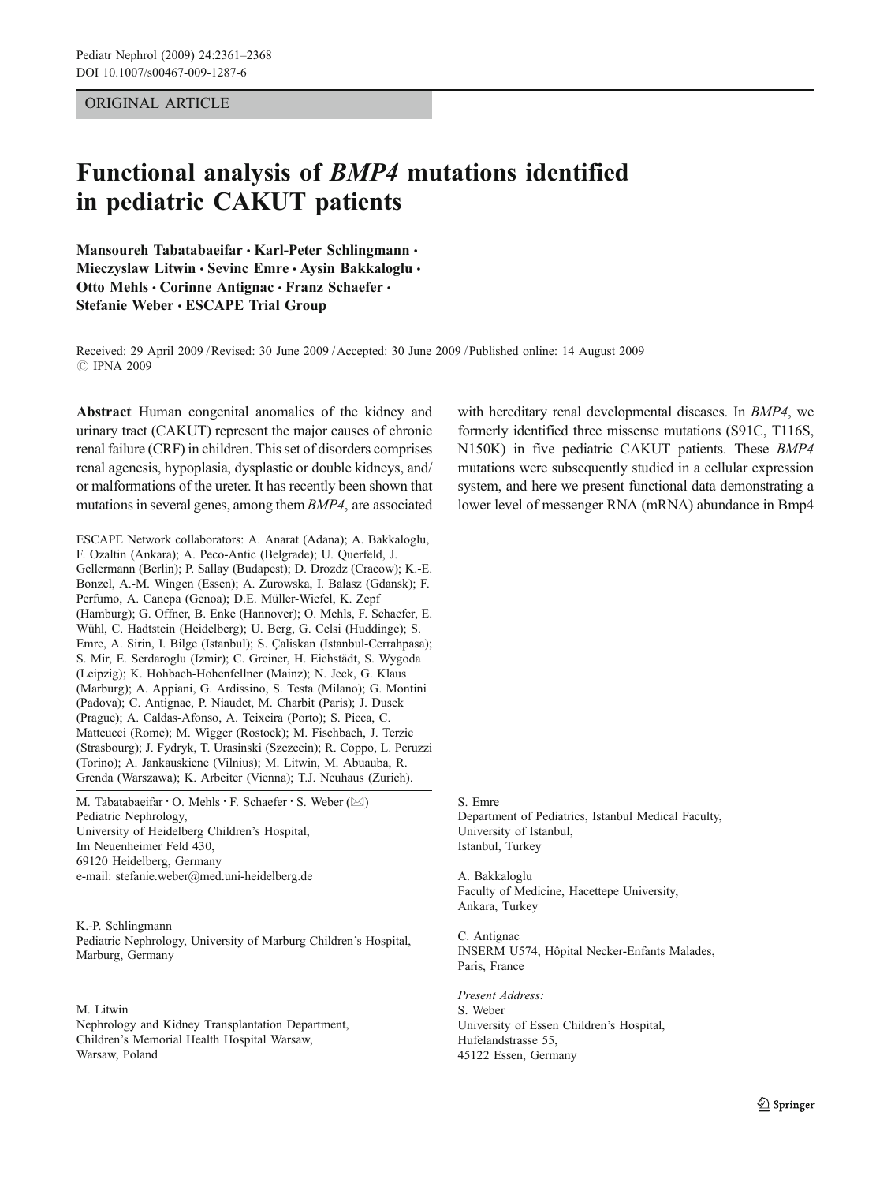ORIGINAL ARTICLE

# Functional analysis of *BMP4* mutations identified in pediatric CAKUT patients

**Mansoureh Tabatabaeifar · Karl-Peter Schlingmann · Mieczyslaw Litwin · Sevinc Emre · Aysin Bakkaloglu · Otto Mehls · Corinne Antignac · Franz Schaefer · Stefanie Weber · ESCAPE Trial Group**

Received: 29 April 2009 / Revised: 30 June 2009 / Accepted: 30 June 2009 / Published online: 14 August 2009
© IPNA 2009

**Abstract** Human congenital anomalies of the kidney and urinary tract (CAKUT) represent the major causes of chronic renal failure (CRF) in children. This set of disorders comprises renal agenesis, hypoplasia, dysplastic or double kidneys, and/or malformations of the ureter. It has recently been shown that mutations in several genes, among them *BMP4*, are associated with hereditary renal developmental diseases. In *BMP4*, we formerly identified three missense mutations (S91C, T116S, N150K) in five pediatric CAKUT patients. These *BMP4* mutations were subsequently studied in a cellular expression system, and here we present functional data demonstrating a lower level of messenger RNA (mRNA) abundance in Bmp4

ESCAPE Network collaborators: A. Anarat (Adana); A. Bakkaloglu, F. Ozaltin (Ankara); A. Peco-Antic (Belgrade); U. Querfeld, J. Gellermann (Berlin); P. Sallay (Budapest); D. Drozdz (Cracow); K.-E. Bonzel, A.-M. Wingen (Essen); A. Zurowska, I. Balasz (Gdansk); F. Perfumo, A. Canepa (Genoa); D.E. Müller-Wiefel, K. Zepf (Hamburg); G. Offner, B. Enke (Hannover); O. Mehls, F. Schaefer, E. Wühl, C. Hadtstein (Heidelberg); U. Berg, G. Celsi (Huddinge); S. Emre, A. Sirin, I. Bilge (Istanbul); S. Çaliskan (Istanbul-Cerrahpasa); S. Mir, E. Serdaroglu (Izmir); C. Greiner, H. Eichstädt, S. Wygoda (Leipzig); K. Hohbach-Hohenfellner (Mainz); N. Jeck, G. Klaus (Marburg); A. Appiani, G. Ardissino, S. Testa (Milano); G. Montini (Padova); C. Antignac, P. Niaudet, M. Charbit (Paris); J. Dusek (Prague); A. Caldas-Afonso, A. Teixeira (Porto); S. Picca, C. Matteucci (Rome); M. Wigger (Rostock); M. Fischbach, J. Terzic (Strasbourg); J. Fydryk, T. Urasinski (Szezecin); R. Coppo, L. Peruzzi (Torino); A. Jankauskiene (Vilnius); M. Litwin, M. Abuauba, R. Grenda (Warszawa); K. Arbeiter (Vienna); T.J. Neuhaus (Zurich).

M. Tabatabaeifar · O. Mehls · F. Schaefer · S. Weber (✉)
Pediatric Nephrology,
University of Heidelberg Children's Hospital,
Im Neuenheimer Feld 430,
69120 Heidelberg, Germany
e-mail: stefanie.weber@med.uni-heidelberg.de

K.-P. Schlingmann
Pediatric Nephrology, University of Marburg Children's Hospital,
Marburg, Germany

M. Litwin
Nephrology and Kidney Transplantation Department,
Children's Memorial Health Hospital Warsaw,
Warsaw, Poland

S. Emre
Department of Pediatrics, Istanbul Medical Faculty,
University of Istanbul,
Istanbul, Turkey

A. Bakkaloglu
Faculty of Medicine, Hacettepe University,
Ankara, Turkey

C. Antignac
INSERM U574, Hôpital Necker-Enfants Malades,
Paris, France

*Present Address:*
S. Weber
University of Essen Children's Hospital,
Hufelandstrasse 55,
45122 Essen, Germany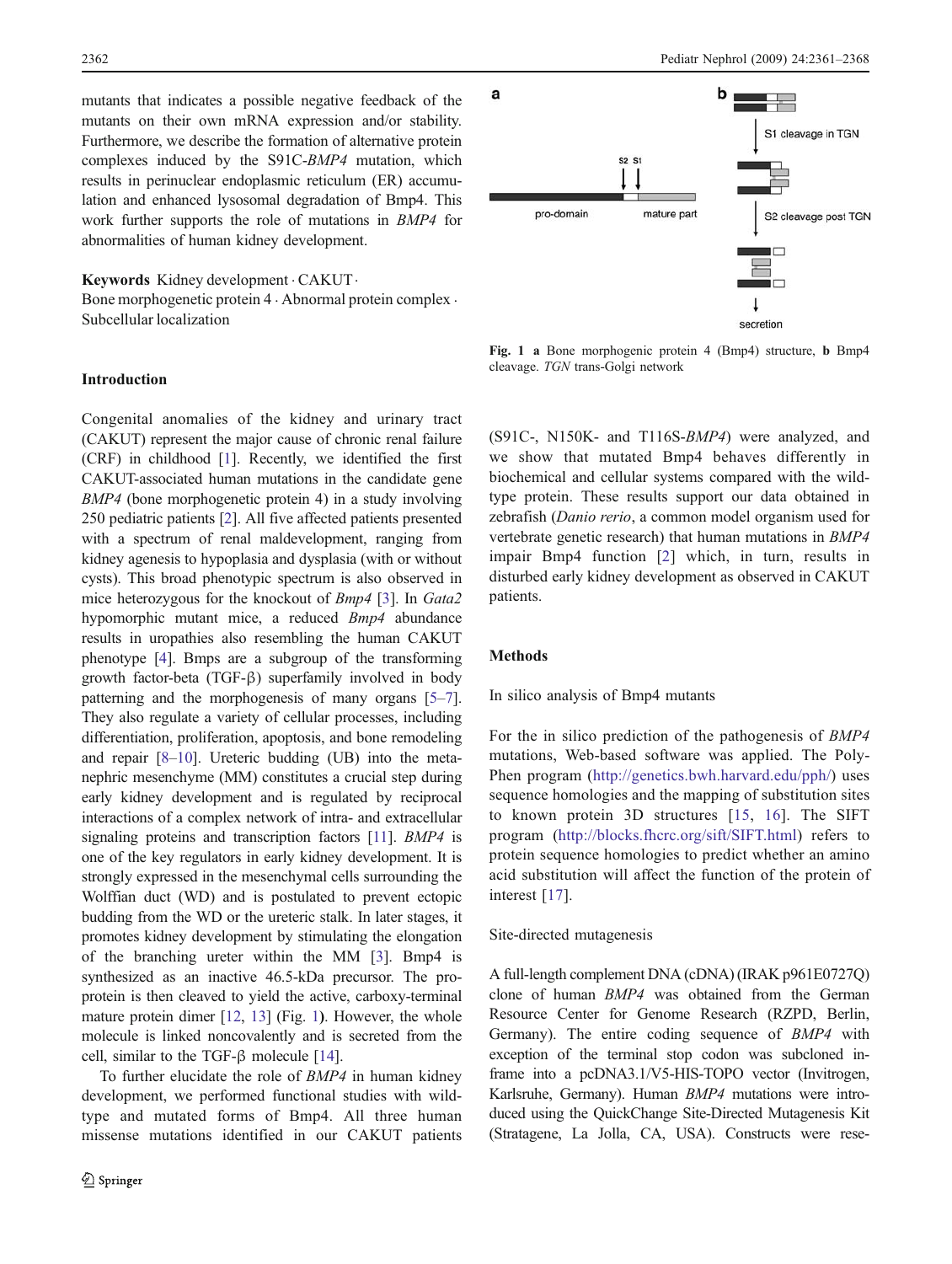mutants that indicates a possible negative feedback of the mutants on their own mRNA expression and/or stability. Furthermore, we describe the formation of alternative protein complexes induced by the S91C-*BMP4* mutation, which results in perinuclear endoplasmic reticulum (ER) accumulation and enhanced lysosomal degradation of Bmp4. This work further supports the role of mutations in *BMP4* for abnormalities of human kidney development.

**Keywords** Kidney development · CAKUT · Bone morphogenetic protein 4 · Abnormal protein complex · Subcellular localization

## Introduction

Congenital anomalies of the kidney and urinary tract (CAKUT) represent the major cause of chronic renal failure (CRF) in childhood [1]. Recently, we identified the first CAKUT-associated human mutations in the candidate gene *BMP4* (bone morphogenetic protein 4) in a study involving 250 pediatric patients [2]. All five affected patients presented with a spectrum of renal maldevelopment, ranging from kidney agenesis to hypoplasia and dysplasia (with or without cysts). This broad phenotypic spectrum is also observed in mice heterozygous for the knockout of *Bmp4* [3]. In *Gata2* hypomorphic mutant mice, a reduced *Bmp4* abundance results in uropathies also resembling the human CAKUT phenotype [4]. Bmps are a subgroup of the transforming growth factor-beta (TGF-β) superfamily involved in body patterning and the morphogenesis of many organs [5–7]. They also regulate a variety of cellular processes, including differentiation, proliferation, apoptosis, and bone remodeling and repair [8–10]. Ureteric budding (UB) into the metanephric mesenchyme (MM) constitutes a crucial step during early kidney development and is regulated by reciprocal interactions of a complex network of intra- and extracellular signaling proteins and transcription factors [11]. *BMP4* is one of the key regulators in early kidney development. It is strongly expressed in the mesenchymal cells surrounding the Wolffian duct (WD) and is postulated to prevent ectopic budding from the WD or the ureteric stalk. In later stages, it promotes kidney development by stimulating the elongation of the branching ureter within the MM [3]. Bmp4 is synthesized as an inactive 46.5-kDa precursor. The proprotein is then cleaved to yield the active, carboxy-terminal mature protein dimer [12, 13] (Fig. 1). However, the whole molecule is linked noncovalently and is secreted from the cell, similar to the TGF-β molecule [14].

To further elucidate the role of *BMP4* in human kidney development, we performed functional studies with wild-type and mutated forms of Bmp4. All three human missense mutations identified in our CAKUT patients (S91C-, N150K- and T116S-*BMP4*) were analyzed, and we show that mutated Bmp4 behaves differently in biochemical and cellular systems compared with the wild-type protein. These results support our data obtained in zebrafish (*Danio rerio*, a common model organism used for vertebrate genetic research) that human mutations in *BMP4* impair Bmp4 function [2] which, in turn, results in disturbed early kidney development as observed in CAKUT patients.

**Fig. 1** **a** Bone morphogenic protein 4 (Bmp4) structure, **b** Bmp4 cleavage. *TGN* trans-Golgi network

## Methods

### In silico analysis of Bmp4 mutants

For the in silico prediction of the pathogenesis of *BMP4* mutations, Web-based software was applied. The PolyPhen program (http://genetics.bwh.harvard.edu/pph/) uses sequence homologies and the mapping of substitution sites to known protein 3D structures [15, 16]. The SIFT program (http://blocks.fhcrc.org/sift/SIFT.html) refers to protein sequence homologies to predict whether an amino acid substitution will affect the function of the protein of interest [17].

### Site-directed mutagenesis

A full-length complement DNA (cDNA) (IRAK p961E0727Q) clone of human *BMP4* was obtained from the German Resource Center for Genome Research (RZPD, Berlin, Germany). The entire coding sequence of *BMP4* with exception of the terminal stop codon was subcloned in-frame into a pcDNA3.1/V5-HIS-TOPO vector (Invitrogen, Karlsruhe, Germany). Human *BMP4* mutations were introduced using the QuickChange Site-Directed Mutagenesis Kit (Stratagene, La Jolla, CA, USA). Constructs were rese-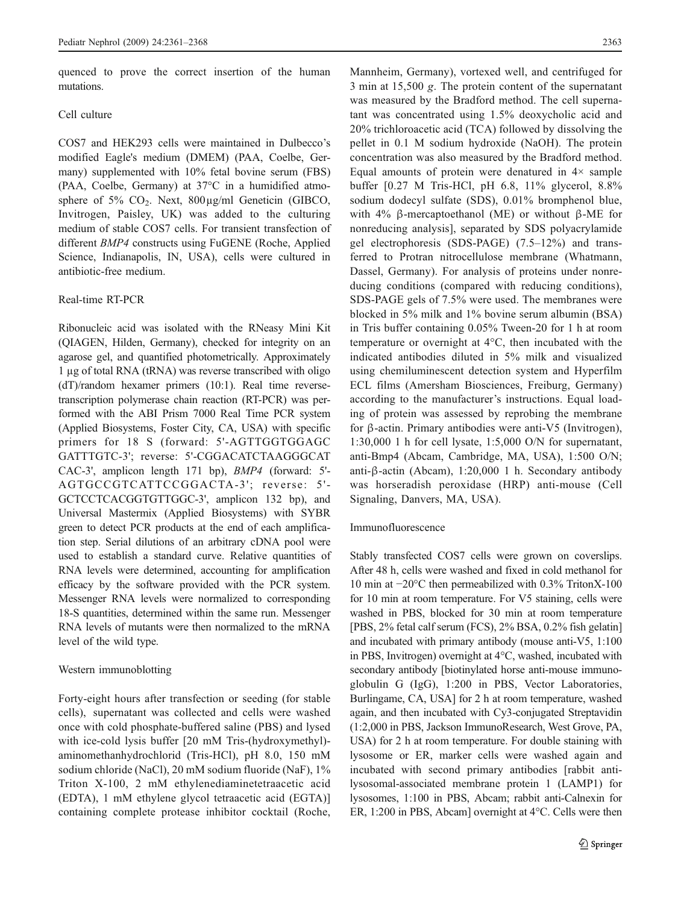quenced to prove the correct insertion of the human mutations.

### Cell culture

COS7 and HEK293 cells were maintained in Dulbecco's modified Eagle's medium (DMEM) (PAA, Coelbe, Germany) supplemented with 10% fetal bovine serum (FBS) (PAA, Coelbe, Germany) at 37°C in a humidified atmosphere of 5% $CO_2$. Next, 800 µg/ml Geneticin (GIBCO, Invitrogen, Paisley, UK) was added to the culturing medium of stable COS7 cells. For transient transfection of different *BMP4* constructs using FuGENE (Roche, Applied Science, Indianapolis, IN, USA), cells were cultured in antibiotic-free medium.

### Real-time RT-PCR

Ribonucleic acid was isolated with the RNeasy Mini Kit (QIAGEN, Hilden, Germany), checked for integrity on an agarose gel, and quantified photometrically. Approximately 1 µg of total RNA (tRNA) was reverse transcribed with oligo (dT)/random hexamer primers (10:1). Real time reverse-transcription polymerase chain reaction (RT-PCR) was performed with the ABI Prism 7000 Real Time PCR system (Applied Biosystems, Foster City, CA, USA) with specific primers for 18 S (forward: 5'-AGTTGGTGGAGC GATTTGTC-3'; reverse: 5'-CGGACATCTAAGGGCAT CAC-3', amplicon length 171 bp), *BMP4* (forward: 5'-AGTGCCGTCATTCCGGACTA-3'; reverse: 5'-GCTCCTCACGGTGTTGGC-3', amplicon 132 bp), and Universal Mastermix (Applied Biosystems) with SYBR green to detect PCR products at the end of each amplification step. Serial dilutions of an arbitrary cDNA pool were used to establish a standard curve. Relative quantities of RNA levels were determined, accounting for amplification efficacy by the software provided with the PCR system. Messenger RNA levels were normalized to corresponding 18-S quantities, determined within the same run. Messenger RNA levels of mutants were then normalized to the mRNA level of the wild type.

### Western immunoblotting

Forty-eight hours after transfection or seeding (for stable cells), supernatant was collected and cells were washed once with cold phosphate-buffered saline (PBS) and lysed with ice-cold lysis buffer [20 mM Tris-(hydroxymethyl)-aminomethanhydrochlorid (Tris-HCl), pH 8.0, 150 mM sodium chloride (NaCl), 20 mM sodium fluoride (NaF), 1% Triton X-100, 2 mM ethylenediaminetetraacetic acid (EDTA), 1 mM ethylene glycol tetraacetic acid (EGTA)] containing complete protease inhibitor cocktail (Roche, Mannheim, Germany), vortexed well, and centrifuged for 3 min at 15,500 *g*. The protein content of the supernatant was measured by the Bradford method. The cell supernatant was concentrated using 1.5% deoxycholic acid and 20% trichloroacetic acid (TCA) followed by dissolving the pellet in 0.1 M sodium hydroxide (NaOH). The protein concentration was also measured by the Bradford method. Equal amounts of protein were denatured in 4× sample buffer [0.27 M Tris-HCl, pH 6.8, 11% glycerol, 8.8% sodium dodecyl sulfate (SDS), 0.01% bromphenol blue, with 4% β-mercaptoethanol (ME) or without β-ME for nonreducing analysis], separated by SDS polyacrylamide gel electrophoresis (SDS-PAGE) (7.5–12%) and transferred to Protran nitrocellulose membrane (Whatmann, Dassel, Germany). For analysis of proteins under nonreducing conditions (compared with reducing conditions), SDS-PAGE gels of 7.5% were used. The membranes were blocked in 5% milk and 1% bovine serum albumin (BSA) in Tris buffer containing 0.05% Tween-20 for 1 h at room temperature or overnight at 4°C, then incubated with the indicated antibodies diluted in 5% milk and visualized using chemiluminescent detection system and Hyperfilm ECL films (Amersham Biosciences, Freiburg, Germany) according to the manufacturer's instructions. Equal loading of protein was assessed by reprobing the membrane for β-actin. Primary antibodies were anti-V5 (Invitrogen), 1:30,000 1 h for cell lysate, 1:5,000 O/N for supernatant, anti-Bmp4 (Abcam, Cambridge, MA, USA), 1:500 O/N; anti-β-actin (Abcam), 1:20,000 1 h. Secondary antibody was horseradish peroxidase (HRP) anti-mouse (Cell Signaling, Danvers, MA, USA).

### Immunofluorescence

Stably transfected COS7 cells were grown on coverslips. After 48 h, cells were washed and fixed in cold methanol for 10 min at −20°C then permeabilized with 0.3% TritonX-100 for 10 min at room temperature. For V5 staining, cells were washed in PBS, blocked for 30 min at room temperature [PBS, 2% fetal calf serum (FCS), 2% BSA, 0.2% fish gelatin] and incubated with primary antibody (mouse anti-V5, 1:100 in PBS, Invitrogen) overnight at 4°C, washed, incubated with secondary antibody [biotinylated horse anti-mouse immunoglobulin G (IgG), 1:200 in PBS, Vector Laboratories, Burlingame, CA, USA] for 2 h at room temperature, washed again, and then incubated with Cy3-conjugated Streptavidin (1:2,000 in PBS, Jackson ImmunoResearch, West Grove, PA, USA) for 2 h at room temperature. For double staining with lysosome or ER, marker cells were washed again and incubated with second primary antibodies [rabbit anti-lysosomal-associated membrane protein 1 (LAMP1) for lysosomes, 1:100 in PBS, Abcam; rabbit anti-Calnexin for ER, 1:200 in PBS, Abcam] overnight at 4°C. Cells were then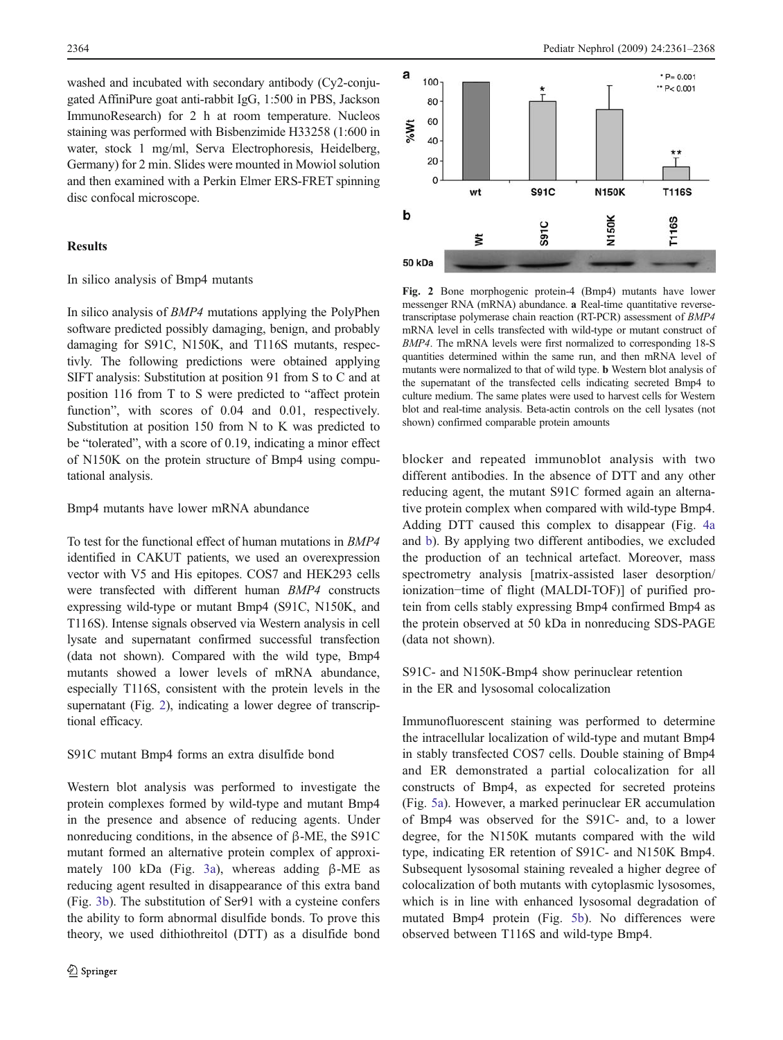washed and incubated with secondary antibody (Cy2-conjugated AffiniPure goat anti-rabbit IgG, 1:500 in PBS, Jackson ImmunoResearch) for 2 h at room temperature. Nucleos staining was performed with Bisbenzimide H33258 (1:600 in water, stock 1 mg/ml, Serva Electrophoresis, Heidelberg, Germany) for 2 min. Slides were mounted in Mowiol solution and then examined with a Perkin Elmer ERS-FRET spinning disc confocal microscope.

## Results

### In silico analysis of Bmp4 mutants

In silico analysis of *BMP4* mutations applying the PolyPhen software predicted possibly damaging, benign, and probably damaging for S91C, N150K, and T116S mutants, respectivly. The following predictions were obtained applying SIFT analysis: Substitution at position 91 from S to C and at position 116 from T to S were predicted to "affect protein function", with scores of 0.04 and 0.01, respectively. Substitution at position 150 from N to K was predicted to be "tolerated", with a score of 0.19, indicating a minor effect of N150K on the protein structure of Bmp4 using computational analysis.

### Bmp4 mutants have lower mRNA abundance

To test for the functional effect of human mutations in *BMP4* identified in CAKUT patients, we used an overexpression vector with V5 and His epitopes. COS7 and HEK293 cells were transfected with different human *BMP4* constructs expressing wild-type or mutant Bmp4 (S91C, N150K, and T116S). Intense signals observed via Western analysis in cell lysate and supernatant confirmed successful transfection (data not shown). Compared with the wild type, Bmp4 mutants showed a lower levels of mRNA abundance, especially T116S, consistent with the protein levels in the supernatant (Fig. 2), indicating a lower degree of transcriptional efficacy.

### S91C mutant Bmp4 forms an extra disulfide bond

Western blot analysis was performed to investigate the protein complexes formed by wild-type and mutant Bmp4 in the presence and absence of reducing agents. Under nonreducing conditions, in the absence of β-ME, the S91C mutant formed an alternative protein complex of approximately 100 kDa (Fig. 3a), whereas adding β-ME as reducing agent resulted in disappearance of this extra band (Fig. 3b). The substitution of Ser91 with a cysteine confers the ability to form abnormal disulfide bonds. To prove this theory, we used dithiothreitol (DTT) as a disulfide bond blocker and repeated immunoblot analysis with two different antibodies. In the absence of DTT and any other reducing agent, the mutant S91C formed again an alternative protein complex when compared with wild-type Bmp4. Adding DTT caused this complex to disappear (Fig. 4a and b). By applying two different antibodies, we excluded the production of an technical artefact. Moreover, mass spectrometry analysis [matrix-assisted laser desorption/ionization−time of flight (MALDI-TOF)] of purified protein from cells stably expressing Bmp4 confirmed Bmp4 as the protein observed at 50 kDa in nonreducing SDS-PAGE (data not shown).

**Fig. 2** Bone morphogenic protein-4 (Bmp4) mutants have lower messenger RNA (mRNA) abundance. **a** Real-time quantitative reverse-transcriptase polymerase chain reaction (RT-PCR) assessment of *BMP4* mRNA level in cells transfected with wild-type or mutant construct of *BMP4*. The mRNA levels were first normalized to corresponding 18-S quantities determined within the same run, and then mRNA level of mutants were normalized to that of wild type. **b** Western blot analysis of the supernatant of the transfected cells indicating secreted Bmp4 to culture medium. The same plates were used to harvest cells for Western blot and real-time analysis. Beta-actin controls on the cell lysates (not shown) confirmed comparable protein amounts

### S91C- and N150K-Bmp4 show perinuclear retention in the ER and lysosomal colocalization

Immunofluorescent staining was performed to determine the intracellular localization of wild-type and mutant Bmp4 in stably transfected COS7 cells. Double staining of Bmp4 and ER demonstrated a partial colocalization for all constructs of Bmp4, as expected for secreted proteins (Fig. 5a). However, a marked perinuclear ER accumulation of Bmp4 was observed for the S91C- and, to a lower degree, for the N150K mutants compared with the wild type, indicating ER retention of S91C- and N150K Bmp4. Subsequent lysosomal staining revealed a higher degree of colocalization of both mutants with cytoplasmic lysosomes, which is in line with enhanced lysosomal degradation of mutated Bmp4 protein (Fig. 5b). No differences were observed between T116S and wild-type Bmp4.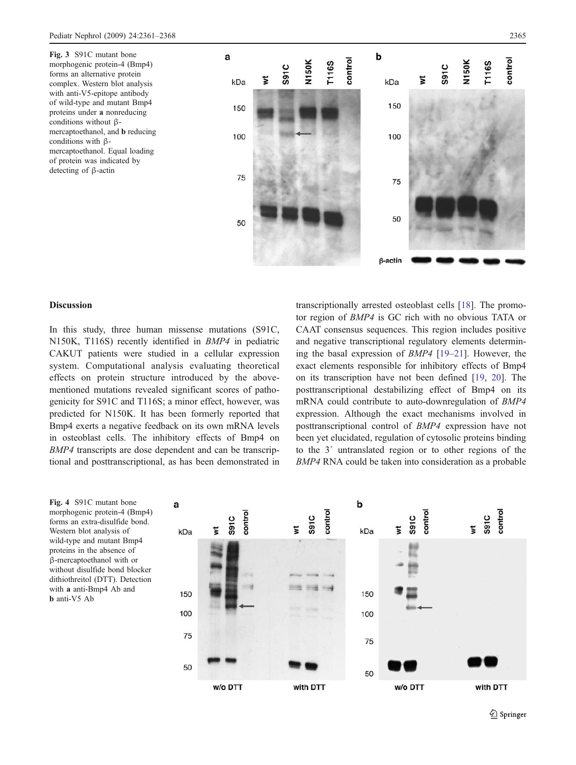**Fig. 3** S91C mutant bone morphogenic protein-4 (Bmp4) forms an alternative protein complex. Western blot analysis with anti-V5-epitope antibody of wild-type and mutant Bmp4 proteins under **a** nonreducing conditions without β-mercaptoethanol, and **b** reducing conditions with β-mercaptoethanol. Equal loading of protein was indicated by detecting of β-actin

## Discussion

In this study, three human missense mutations (S91C, N150K, T116S) recently identified in *BMP4* in pediatric CAKUT patients were studied in a cellular expression system. Computational analysis evaluating theoretical effects on protein structure introduced by the above-mentioned mutations revealed significant scores of pathogenicity for S91C and T116S; a minor effect, however, was predicted for N150K. It has been formerly reported that Bmp4 exerts a negative feedback on its own mRNA levels in osteoblast cells. The inhibitory effects of Bmp4 on *BMP4* transcripts are dose dependent and can be transcriptional and posttranscriptional, as has been demonstrated in transcriptionally arrested osteoblast cells [18]. The promotor region of *BMP4* is GC rich with no obvious TATA or CAAT consensus sequences. This region includes positive and negative transcriptional regulatory elements determining the basal expression of *BMP4* [19–21]. However, the exact elements responsible for inhibitory effects of Bmp4 on its transcription have not been defined [19, 20]. The posttranscriptional destabilizing effect of Bmp4 on its mRNA could contribute to auto-downregulation of *BMP4* expression. Although the exact mechanisms involved in posttranscriptional control of *BMP4* expression have not been yet elucidated, regulation of cytosolic proteins binding to the 3′ untranslated region or to other regions of the *BMP4* RNA could be taken into consideration as a probable

**Fig. 4** S91C mutant bone morphogenic protein-4 (Bmp4) forms an extra-disulfide bond. Western blot analysis of wild-type and mutant Bmp4 proteins in the absence of β-mercaptoethanol with or without disulfide bond blocker dithiothreitol (DTT). Detection with **a** anti-Bmp4 Ab and **b** anti-V5 Ab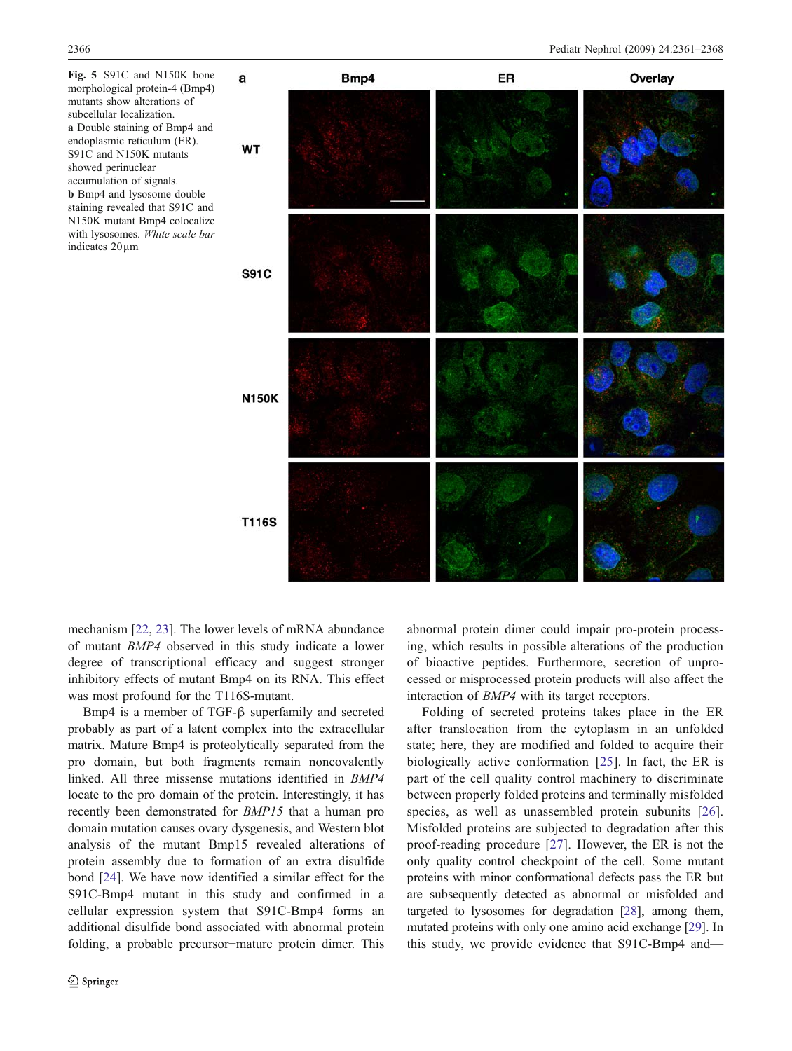Fig. 5 S91C and N150K bone morphological protein-4 (Bmp4) mutants show alterations of subcellular localization. **a** Double staining of Bmp4 and endoplasmic reticulum (ER). S91C and N150K mutants showed perinuclear accumulation of signals. **b** Bmp4 and lysosome double staining revealed that S91C and N150K mutant Bmp4 colocalize with lysosomes. *White scale bar* indicates 20 μm

mechanism [22, 23]. The lower levels of mRNA abundance of mutant *BMP4* observed in this study indicate a lower degree of transcriptional efficacy and suggest stronger inhibitory effects of mutant Bmp4 on its RNA. This effect was most profound for the T116S-mutant.

Bmp4 is a member of TGF-β superfamily and secreted probably as part of a latent complex into the extracellular matrix. Mature Bmp4 is proteolytically separated from the pro domain, but both fragments remain noncovalently linked. All three missense mutations identified in *BMP4* locate to the pro domain of the protein. Interestingly, it has recently been demonstrated for *BMP15* that a human pro domain mutation causes ovary dysgenesis, and Western blot analysis of the mutant Bmp15 revealed alterations of protein assembly due to formation of an extra disulfide bond [24]. We have now identified a similar effect for the S91C-Bmp4 mutant in this study and confirmed in a cellular expression system that S91C-Bmp4 forms an additional disulfide bond associated with abnormal protein folding, a probable precursor–mature protein dimer. This abnormal protein dimer could impair pro-protein processing, which results in possible alterations of the production of bioactive peptides. Furthermore, secretion of unprocessed or misprocessed protein products will also affect the interaction of *BMP4* with its target receptors.

Folding of secreted proteins takes place in the ER after translocation from the cytoplasm in an unfolded state; here, they are modified and folded to acquire their biologically active conformation [25]. In fact, the ER is part of the cell quality control machinery to discriminate between properly folded proteins and terminally misfolded species, as well as unassembled protein subunits [26]. Misfolded proteins are subjected to degradation after this proof-reading procedure [27]. However, the ER is not the only quality control checkpoint of the cell. Some mutant proteins with minor conformational defects pass the ER but are subsequently detected as abnormal or misfolded and targeted to lysosomes for degradation [28], among them, mutated proteins with only one amino acid exchange [29]. In this study, we provide evidence that S91C-Bmp4 and—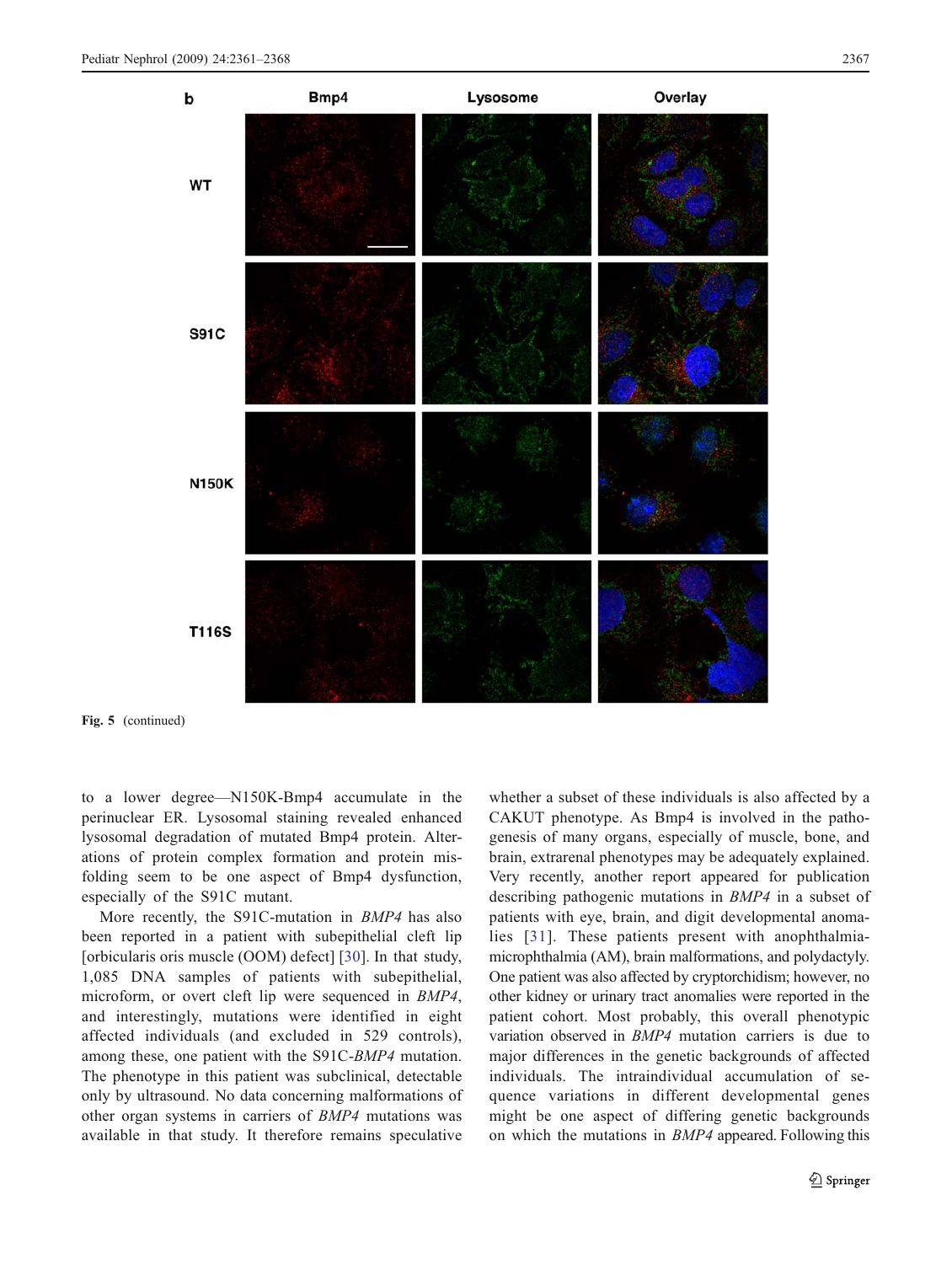Fig. 5 (continued)

to a lower degree—N150K-Bmp4 accumulate in the perinuclear ER. Lysosomal staining revealed enhanced lysosomal degradation of mutated Bmp4 protein. Alterations of protein complex formation and protein misfolding seem to be one aspect of Bmp4 dysfunction, especially of the S91C mutant.

More recently, the S91C-mutation in *BMP4* has also been reported in a patient with subepithelial cleft lip [orbicularis oris muscle (OOM) defect] [30]. In that study, 1,085 DNA samples of patients with subepithelial, microform, or overt cleft lip were sequenced in *BMP4*, and interestingly, mutations were identified in eight affected individuals (and excluded in 529 controls), among these, one patient with the S91C-*BMP4* mutation. The phenotype in this patient was subclinical, detectable only by ultrasound. No data concerning malformations of other organ systems in carriers of *BMP4* mutations was available in that study. It therefore remains speculative whether a subset of these individuals is also affected by a CAKUT phenotype. As Bmp4 is involved in the pathogenesis of many organs, especially of muscle, bone, and brain, extrarenal phenotypes may be adequately explained. Very recently, another report appeared for publication describing pathogenic mutations in *BMP4* in a subset of patients with eye, brain, and digit developmental anomalies [31]. These patients present with anophthalmia-microphthalmia (AM), brain malformations, and polydactyly. One patient was also affected by cryptorchidism; however, no other kidney or urinary tract anomalies were reported in the patient cohort. Most probably, this overall phenotypic variation observed in *BMP4* mutation carriers is due to major differences in the genetic backgrounds of affected individuals. The intraindividual accumulation of sequence variations in different developmental genes might be one aspect of differing genetic backgrounds on which the mutations in *BMP4* appeared. Following this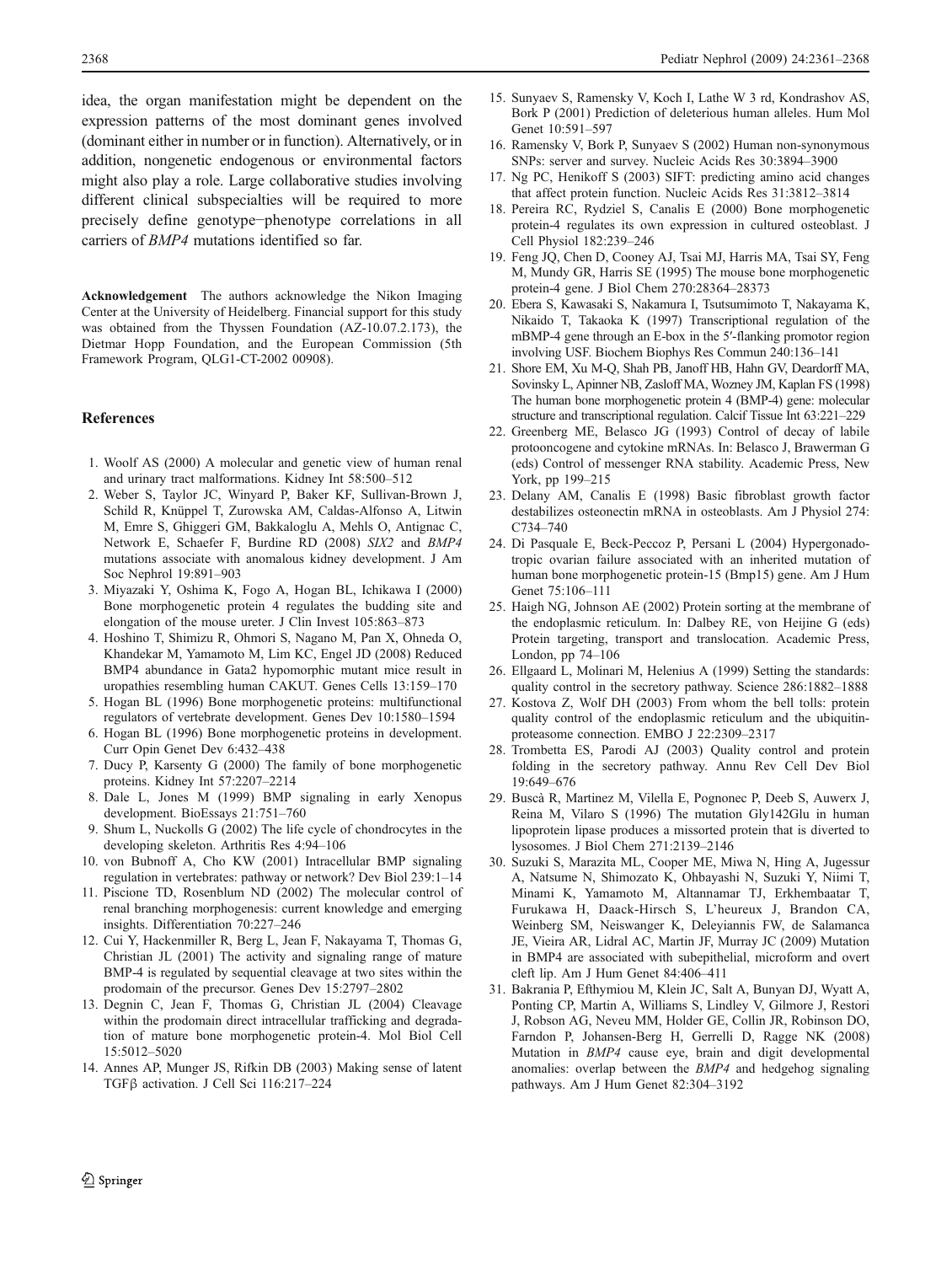idea, the organ manifestation might be dependent on the expression patterns of the most dominant genes involved (dominant either in number or in function). Alternatively, or in addition, nongenetic endogenous or environmental factors might also play a role. Large collaborative studies involving different clinical subspecialties will be required to more precisely define genotype−phenotype correlations in all carriers of *BMP4* mutations identified so far.

**Acknowledgement** The authors acknowledge the Nikon Imaging Center at the University of Heidelberg. Financial support for this study was obtained from the Thyssen Foundation (AZ-10.07.2.173), the Dietmar Hopp Foundation, and the European Commission (5th Framework Program, QLG1-CT-2002 00908).

## References

1. Woolf AS (2000) A molecular and genetic view of human renal and urinary tract malformations. Kidney Int 58:500–512
2. Weber S, Taylor JC, Winyard P, Baker KF, Sullivan-Brown J, Schild R, Knüppel T, Zurowska AM, Caldas-Alfonso A, Litwin M, Emre S, Ghiggeri GM, Bakkaloglu A, Mehls O, Antignac C, Network E, Schaefer F, Burdine RD (2008) *SIX2* and *BMP4* mutations associate with anomalous kidney development. J Am Soc Nephrol 19:891–903
3. Miyazaki Y, Oshima K, Fogo A, Hogan BL, Ichikawa I (2000) Bone morphogenetic protein 4 regulates the budding site and elongation of the mouse ureter. J Clin Invest 105:863–873
4. Hoshino T, Shimizu R, Ohmori S, Nagano M, Pan X, Ohneda O, Khandekar M, Yamamoto M, Lim KC, Engel JD (2008) Reduced BMP4 abundance in Gata2 hypomorphic mutant mice result in uropathies resembling human CAKUT. Genes Cells 13:159–170
5. Hogan BL (1996) Bone morphogenetic proteins: multifunctional regulators of vertebrate development. Genes Dev 10:1580–1594
6. Hogan BL (1996) Bone morphogenetic proteins in development. Curr Opin Genet Dev 6:432–438
7. Ducy P, Karsenty G (2000) The family of bone morphogenetic proteins. Kidney Int 57:2207–2214
8. Dale L, Jones M (1999) BMP signaling in early Xenopus development. BioEssays 21:751–760
9. Shum L, Nuckolls G (2002) The life cycle of chondrocytes in the developing skeleton. Arthritis Res 4:94–106
10. von Bubnoff A, Cho KW (2001) Intracellular BMP signaling regulation in vertebrates: pathway or network? Dev Biol 239:1–14
11. Piscione TD, Rosenblum ND (2002) The molecular control of renal branching morphogenesis: current knowledge and emerging insights. Differentiation 70:227–246
12. Cui Y, Hackenmiller R, Berg L, Jean F, Nakayama T, Thomas G, Christian JL (2001) The activity and signaling range of mature BMP-4 is regulated by sequential cleavage at two sites within the prodomain of the precursor. Genes Dev 15:2797–2802
13. Degnin C, Jean F, Thomas G, Christian JL (2004) Cleavage within the prodomain direct intracellular trafficking and degradation of mature bone morphogenetic protein-4. Mol Biol Cell 15:5012–5020
14. Annes AP, Munger JS, Rifkin DB (2003) Making sense of latent TGFβ activation. J Cell Sci 116:217–224
15. Sunyaev S, Ramensky V, Koch I, Lathe W 3 rd, Kondrashov AS, Bork P (2001) Prediction of deleterious human alleles. Hum Mol Genet 10:591–597
16. Ramensky V, Bork P, Sunyaev S (2002) Human non-synonymous SNPs: server and survey. Nucleic Acids Res 30:3894–3900
17. Ng PC, Henikoff S (2003) SIFT: predicting amino acid changes that affect protein function. Nucleic Acids Res 31:3812–3814
18. Pereira RC, Rydziel S, Canalis E (2000) Bone morphogenetic protein-4 regulates its own expression in cultured osteoblast. J Cell Physiol 182:239–246
19. Feng JQ, Chen D, Cooney AJ, Tsai MJ, Harris MA, Tsai SY, Feng M, Mundy GR, Harris SE (1995) The mouse bone morphogenetic protein-4 gene. J Biol Chem 270:28364–28373
20. Ebera S, Kawasaki S, Nakamura I, Tsutsumimoto T, Nakayama K, Nikaido T, Takaoka K (1997) Transcriptional regulation of the mBMP-4 gene through an E-box in the 5′-flanking promotor region involving USF. Biochem Biophys Res Commun 240:136–141
21. Shore EM, Xu M-Q, Shah PB, Janoff HB, Hahn GV, Deardorff MA, Sovinsky L, Apinner NB, Zasloff MA, Wozney JM, Kaplan FS (1998) The human bone morphogenetic protein 4 (BMP-4) gene: molecular structure and transcriptional regulation. Calcif Tissue Int 63:221–229
22. Greenberg ME, Belasco JG (1993) Control of decay of labile protooncogene and cytokine mRNAs. In: Belasco J, Brawerman G (eds) Control of messenger RNA stability. Academic Press, New York, pp 199–215
23. Delany AM, Canalis E (1998) Basic fibroblast growth factor destabilizes osteonectin mRNA in osteoblasts. Am J Physiol 274: C734–740
24. Di Pasquale E, Beck-Peccoz P, Persani L (2004) Hypergonadotropic ovarian failure associated with an inherited mutation of human bone morphogenetic protein-15 (Bmp15) gene. Am J Hum Genet 75:106–111
25. Haigh NG, Johnson AE (2002) Protein sorting at the membrane of the endoplasmic reticulum. In: Dalbey RE, von Heijine G (eds) Protein targeting, transport and translocation. Academic Press, London, pp 74–106
26. Ellgaard L, Molinari M, Helenius A (1999) Setting the standards: quality control in the secretory pathway. Science 286:1882–1888
27. Kostova Z, Wolf DH (2003) From whom the bell tolls: protein quality control of the endoplasmic reticulum and the ubiquitin-proteasome connection. EMBO J 22:2309–2317
28. Trombetta ES, Parodi AJ (2003) Quality control and protein folding in the secretory pathway. Annu Rev Cell Dev Biol 19:649–676
29. Buscà R, Martinez M, Vilella E, Pognonec P, Deeb S, Auwerx J, Reina M, Vilaro S (1996) The mutation Gly142Glu in human lipoprotein lipase produces a missorted protein that is diverted to lysosomes. J Biol Chem 271:2139–2146
30. Suzuki S, Marazita ML, Cooper ME, Miwa N, Hing A, Jugessur A, Natsume N, Shimozato K, Ohbayashi N, Suzuki Y, Niimi T, Minami K, Yamamoto M, Altannamar TJ, Erkhembaatar T, Furukawa H, Daack-Hirsch S, L'heureux J, Brandon CA, Weinberg SM, Neiswanger K, Deleyiannis FW, de Salamanca JE, Vieira AR, Lidral AC, Martin JF, Murray JC (2009) Mutation in BMP4 are associated with subepithelial, microform and overt cleft lip. Am J Hum Genet 84:406–411
31. Bakrania P, Efthymiou M, Klein JC, Salt A, Bunyan DJ, Wyatt A, Ponting CP, Martin A, Williams S, Lindley V, Gilmore J, Restori J, Robson AG, Neveu MM, Holder GE, Collin JR, Robinson DO, Farndon P, Johansen-Berg H, Gerrelli D, Ragge NK (2008) Mutation in *BMP4* cause eye, brain and digit developmental anomalies: overlap between the *BMP4* and hedgehog signaling pathways. Am J Hum Genet 82:304–3192